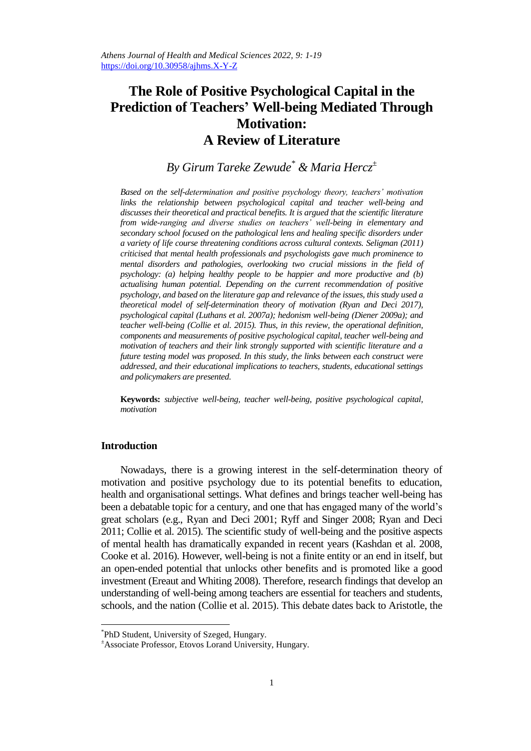# The Role of Positive Psychological Capital in the Prediction of Teachers' Well-being Mediated Through Motivation: A Review of Literature

*By Girum Tareke Zewude[*] & Maria Hercz[±]*

*Based on the self-determination and positive psychology theory, teachers' motivation links the relationship between psychological capital and teacher well-being and discusses their theoretical and practical benefits. It is argued that the scientific literature from wide-ranging and diverse studies on teachers' well-being in elementary and secondary school focused on the pathological lens and healing specific disorders under a variety of life course threatening conditions across cultural contexts. Seligman (2011) criticised that mental health professionals and psychologists gave much prominence to mental disorders and pathologies, overlooking two crucial missions in the field of psychology: (a) helping healthy people to be happier and more productive and (b) actualising human potential. Depending on the current recommendation of positive psychology, and based on the literature gap and relevance of the issues, this study used a theoretical model of self-determination theory of motivation (Ryan and Deci 2017), psychological capital (Luthans et al. 2007a); hedonism well-being (Diener 2009a); and teacher well-being (Collie et al. 2015). Thus, in this review, the operational definition, components and measurements of positive psychological capital, teacher well-being and motivation of teachers and their link strongly supported with scientific literature and a future testing model was proposed. In this study, the links between each construct were addressed, and their educational implications to teachers, students, educational settings and policymakers are presented.*

**Keywords:** *subjective well-being, teacher well-being, positive psychological capital, motivation*

## Introduction

Nowadays, there is a growing interest in the self-determination theory of motivation and positive psychology due to its potential benefits to education, health and organisational settings. What defines and brings teacher well-being has been a debatable topic for a century, and one that has engaged many of the world's great scholars (e.g., Ryan and Deci 2001; Ryff and Singer 2008; Ryan and Deci 2011; Collie et al. 2015). The scientific study of well-being and the positive aspects of mental health has dramatically expanded in recent years (Kashdan et al. 2008, Cooke et al. 2016). However, well-being is not a finite entity or an end in itself, but an open-ended potential that unlocks other benefits and is promoted like a good investment (Ereaut and Whiting 2008). Therefore, research findings that develop an understanding of well-being among teachers are essential for teachers and students, schools, and the nation (Collie et al. 2015). This debate dates back to Aristotle, the

---

[*] PhD Student, University of Szeged, Hungary.

[±] Associate Professor, Etovos Lorand University, Hungary.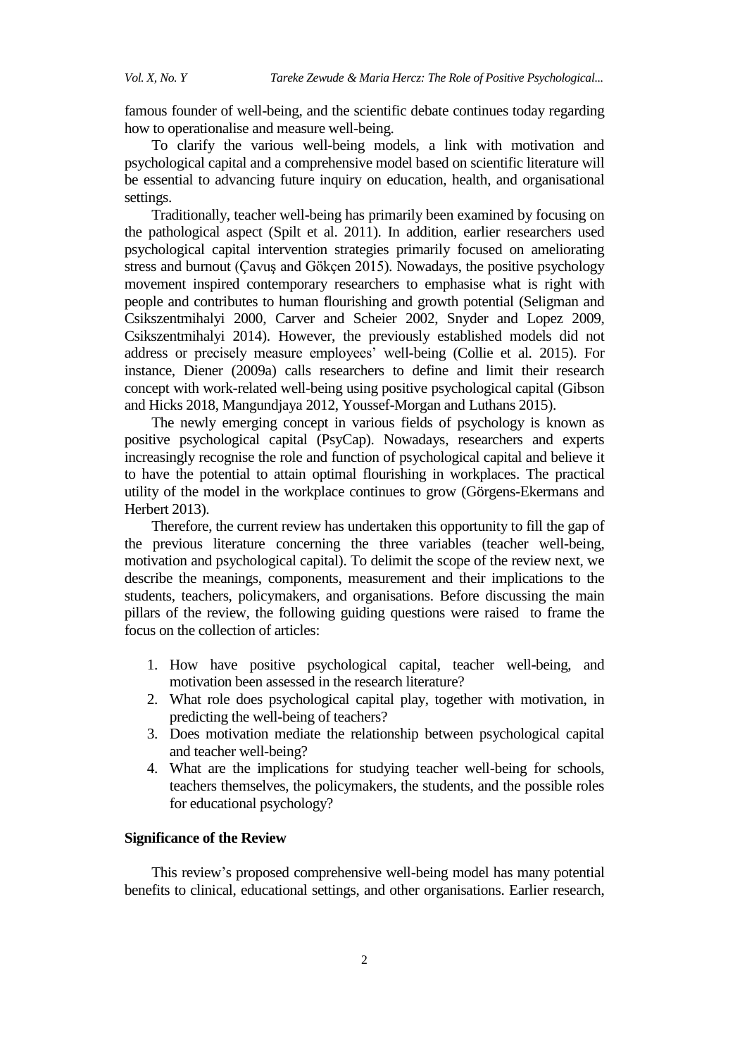famous founder of well-being, and the scientific debate continues today regarding how to operationalise and measure well-being.

To clarify the various well-being models, a link with motivation and psychological capital and a comprehensive model based on scientific literature will be essential to advancing future inquiry on education, health, and organisational settings.

Traditionally, teacher well-being has primarily been examined by focusing on the pathological aspect (Spilt et al. 2011). In addition, earlier researchers used psychological capital intervention strategies primarily focused on ameliorating stress and burnout (Çavuş and Gökçen 2015). Nowadays, the positive psychology movement inspired contemporary researchers to emphasise what is right with people and contributes to human flourishing and growth potential (Seligman and Csikszentmihalyi 2000, Carver and Scheier 2002, Snyder and Lopez 2009, Csikszentmihalyi 2014). However, the previously established models did not address or precisely measure employees' well-being (Collie et al. 2015). For instance, Diener (2009a) calls researchers to define and limit their research concept with work-related well-being using positive psychological capital (Gibson and Hicks 2018, Mangundjaya 2012, Youssef-Morgan and Luthans 2015).

The newly emerging concept in various fields of psychology is known as positive psychological capital (PsyCap). Nowadays, researchers and experts increasingly recognise the role and function of psychological capital and believe it to have the potential to attain optimal flourishing in workplaces. The practical utility of the model in the workplace continues to grow (Görgens-Ekermans and Herbert 2013).

Therefore, the current review has undertaken this opportunity to fill the gap of the previous literature concerning the three variables (teacher well-being, motivation and psychological capital). To delimit the scope of the review next, we describe the meanings, components, measurement and their implications to the students, teachers, policymakers, and organisations. Before discussing the main pillars of the review, the following guiding questions were raised to frame the focus on the collection of articles:

1. How have positive psychological capital, teacher well-being, and motivation been assessed in the research literature?
2. What role does psychological capital play, together with motivation, in predicting the well-being of teachers?
3. Does motivation mediate the relationship between psychological capital and teacher well-being?
4. What are the implications for studying teacher well-being for schools, teachers themselves, the policymakers, the students, and the possible roles for educational psychology?

### Significance of the Review

This review's proposed comprehensive well-being model has many potential benefits to clinical, educational settings, and other organisations. Earlier research,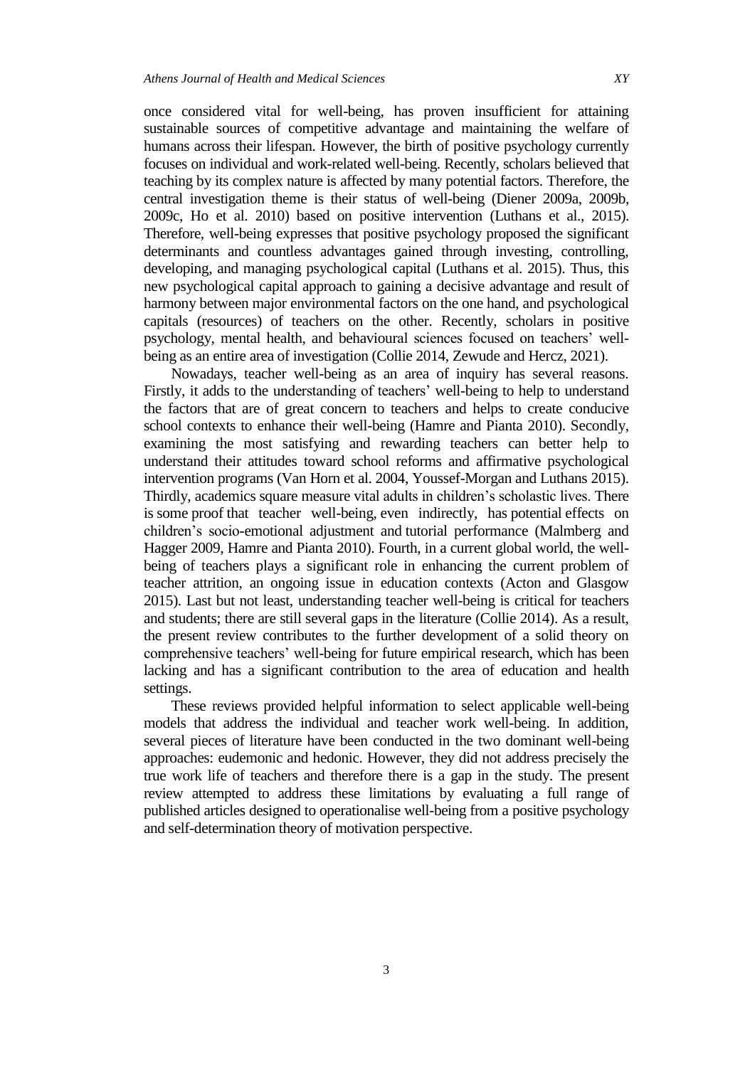once considered vital for well-being, has proven insufficient for attaining sustainable sources of competitive advantage and maintaining the welfare of humans across their lifespan. However, the birth of positive psychology currently focuses on individual and work-related well-being. Recently, scholars believed that teaching by its complex nature is affected by many potential factors. Therefore, the central investigation theme is their status of well-being (Diener 2009a, 2009b, 2009c, Ho et al. 2010) based on positive intervention (Luthans et al., 2015). Therefore, well-being expresses that positive psychology proposed the significant determinants and countless advantages gained through investing, controlling, developing, and managing psychological capital (Luthans et al. 2015). Thus, this new psychological capital approach to gaining a decisive advantage and result of harmony between major environmental factors on the one hand, and psychological capitals (resources) of teachers on the other. Recently, scholars in positive psychology, mental health, and behavioural sciences focused on teachers' well-being as an entire area of investigation (Collie 2014, Zewude and Hercz, 2021).

Nowadays, teacher well-being as an area of inquiry has several reasons. Firstly, it adds to the understanding of teachers' well-being to help to understand the factors that are of great concern to teachers and helps to create conducive school contexts to enhance their well-being (Hamre and Pianta 2010). Secondly, examining the most satisfying and rewarding teachers can better help to understand their attitudes toward school reforms and affirmative psychological intervention programs (Van Horn et al. 2004, Youssef-Morgan and Luthans 2015). Thirdly, academics square measure vital adults in children's scholastic lives. There is some proof that teacher well-being, even indirectly, has potential effects on children's socio-emotional adjustment and tutorial performance (Malmberg and Hagger 2009, Hamre and Pianta 2010). Fourth, in a current global world, the well-being of teachers plays a significant role in enhancing the current problem of teacher attrition, an ongoing issue in education contexts (Acton and Glasgow 2015). Last but not least, understanding teacher well-being is critical for teachers and students; there are still several gaps in the literature (Collie 2014). As a result, the present review contributes to the further development of a solid theory on comprehensive teachers' well-being for future empirical research, which has been lacking and has a significant contribution to the area of education and health settings.

These reviews provided helpful information to select applicable well-being models that address the individual and teacher work well-being. In addition, several pieces of literature have been conducted in the two dominant well-being approaches: eudemonic and hedonic. However, they did not address precisely the true work life of teachers and therefore there is a gap in the study. The present review attempted to address these limitations by evaluating a full range of published articles designed to operationalise well-being from a positive psychology and self-determination theory of motivation perspective.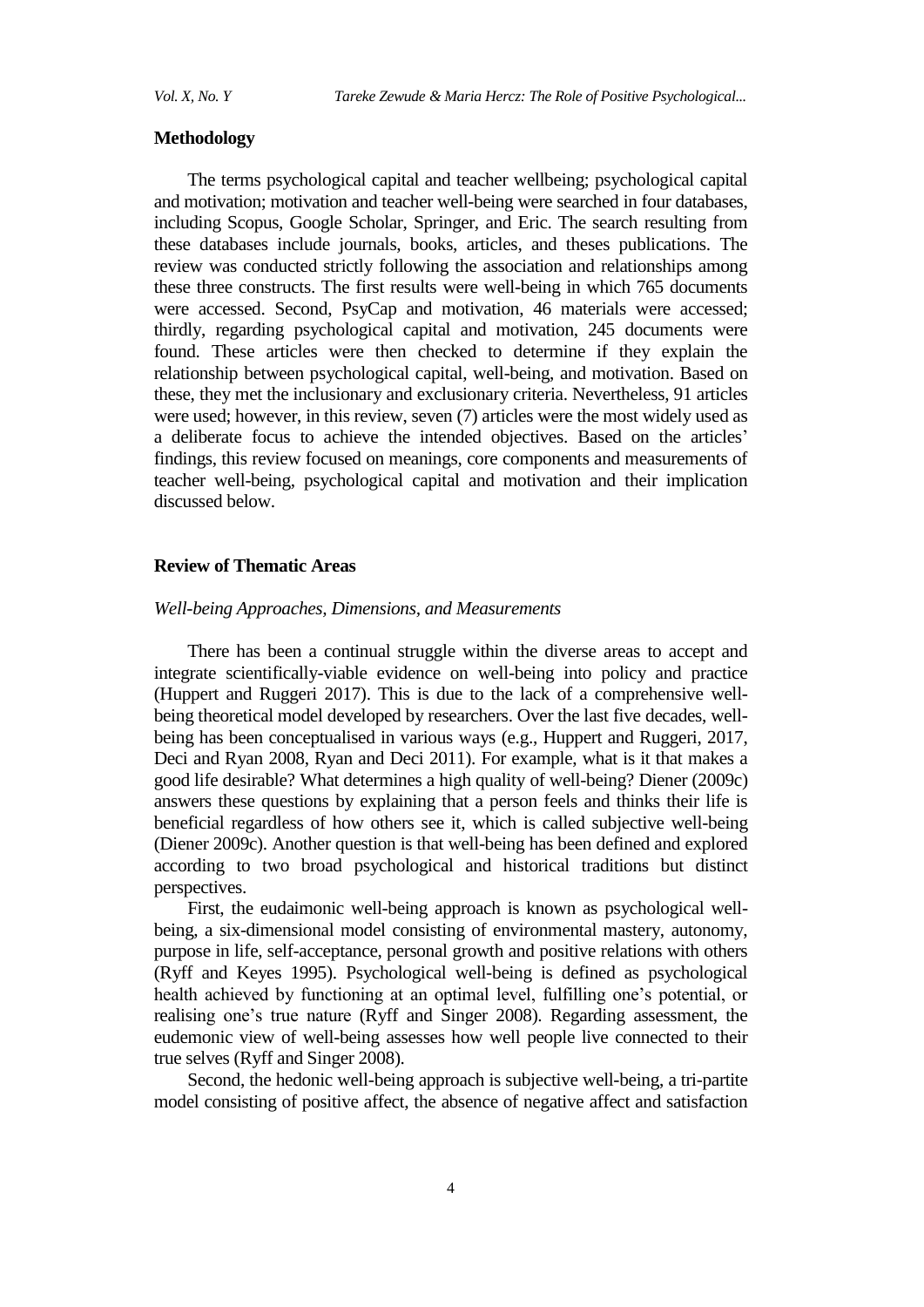## Methodology

The terms psychological capital and teacher wellbeing; psychological capital and motivation; motivation and teacher well-being were searched in four databases, including Scopus, Google Scholar, Springer, and Eric. The search resulting from these databases include journals, books, articles, and theses publications. The review was conducted strictly following the association and relationships among these three constructs. The first results were well-being in which 765 documents were accessed. Second, PsyCap and motivation, 46 materials were accessed; thirdly, regarding psychological capital and motivation, 245 documents were found. These articles were then checked to determine if they explain the relationship between psychological capital, well-being, and motivation. Based on these, they met the inclusionary and exclusionary criteria. Nevertheless, 91 articles were used; however, in this review, seven (7) articles were the most widely used as a deliberate focus to achieve the intended objectives. Based on the articles' findings, this review focused on meanings, core components and measurements of teacher well-being, psychological capital and motivation and their implication discussed below.

## Review of Thematic Areas

### *Well-being Approaches, Dimensions, and Measurements*

There has been a continual struggle within the diverse areas to accept and integrate scientifically-viable evidence on well-being into policy and practice (Huppert and Ruggeri 2017). This is due to the lack of a comprehensive well-being theoretical model developed by researchers. Over the last five decades, well-being has been conceptualised in various ways (e.g., Huppert and Ruggeri, 2017, Deci and Ryan 2008, Ryan and Deci 2011). For example, what is it that makes a good life desirable? What determines a high quality of well-being? Diener (2009c) answers these questions by explaining that a person feels and thinks their life is beneficial regardless of how others see it, which is called subjective well-being (Diener 2009c). Another question is that well-being has been defined and explored according to two broad psychological and historical traditions but distinct perspectives.

First, the eudaimonic well-being approach is known as psychological well-being, a six-dimensional model consisting of environmental mastery, autonomy, purpose in life, self-acceptance, personal growth and positive relations with others (Ryff and Keyes 1995). Psychological well-being is defined as psychological health achieved by functioning at an optimal level, fulfilling one's potential, or realising one's true nature (Ryff and Singer 2008). Regarding assessment, the eudemonic view of well-being assesses how well people live connected to their true selves (Ryff and Singer 2008).

Second, the hedonic well-being approach is subjective well-being, a tri-partite model consisting of positive affect, the absence of negative affect and satisfaction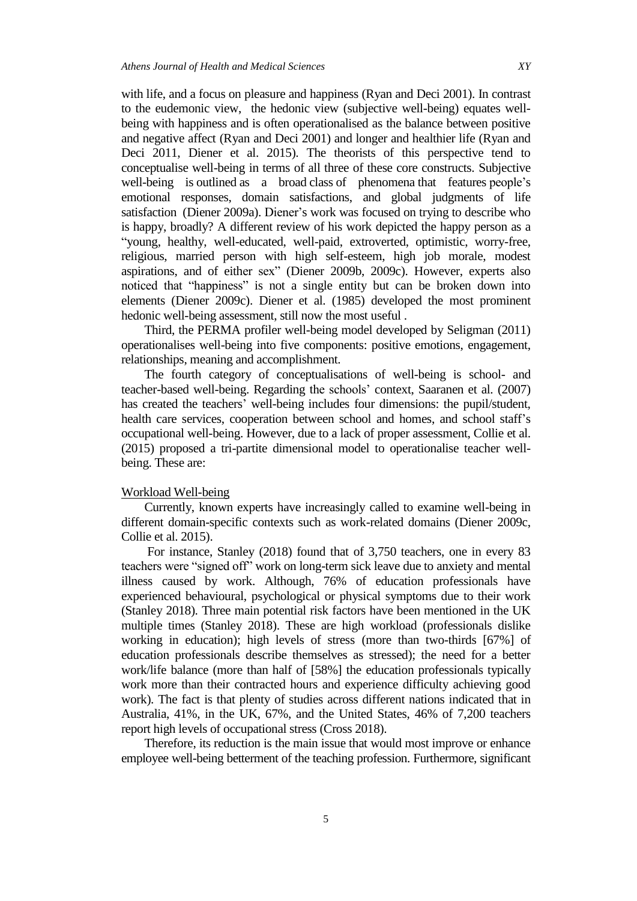with life, and a focus on pleasure and happiness (Ryan and Deci 2001). In contrast to the eudemonic view, the hedonic view (subjective well-being) equates well-being with happiness and is often operationalised as the balance between positive and negative affect (Ryan and Deci 2001) and longer and healthier life (Ryan and Deci 2011, Diener et al. 2015). The theorists of this perspective tend to conceptualise well-being in terms of all three of these core constructs. Subjective well-being is outlined as a broad class of phenomena that features people's emotional responses, domain satisfactions, and global judgments of life satisfaction (Diener 2009a). Diener's work was focused on trying to describe who is happy, broadly? A different review of his work depicted the happy person as a "young, healthy, well-educated, well-paid, extroverted, optimistic, worry-free, religious, married person with high self-esteem, high job morale, modest aspirations, and of either sex" (Diener 2009b, 2009c). However, experts also noticed that "happiness" is not a single entity but can be broken down into elements (Diener 2009c). Diener et al. (1985) developed the most prominent hedonic well-being assessment, still now the most useful .

Third, the PERMA profiler well-being model developed by Seligman (2011) operationalises well-being into five components: positive emotions, engagement, relationships, meaning and accomplishment.

The fourth category of conceptualisations of well-being is school- and teacher-based well-being. Regarding the schools' context, Saaranen et al. (2007) has created the teachers' well-being includes four dimensions: the pupil/student, health care services, cooperation between school and homes, and school staff's occupational well-being. However, due to a lack of proper assessment, Collie et al. (2015) proposed a tri-partite dimensional model to operationalise teacher well-being. These are:

<u>Workload Well-being</u>

Currently, known experts have increasingly called to examine well-being in different domain-specific contexts such as work-related domains (Diener 2009c, Collie et al. 2015).

For instance, Stanley (2018) found that of 3,750 teachers, one in every 83 teachers were "signed off" work on long-term sick leave due to anxiety and mental illness caused by work. Although, 76% of education professionals have experienced behavioural, psychological or physical symptoms due to their work (Stanley 2018). Three main potential risk factors have been mentioned in the UK multiple times (Stanley 2018). These are high workload (professionals dislike working in education); high levels of stress (more than two-thirds [67%] of education professionals describe themselves as stressed); the need for a better work/life balance (more than half of [58%] the education professionals typically work more than their contracted hours and experience difficulty achieving good work). The fact is that plenty of studies across different nations indicated that in Australia, 41%, in the UK, 67%, and the United States, 46% of 7,200 teachers report high levels of occupational stress (Cross 2018).

Therefore, its reduction is the main issue that would most improve or enhance employee well-being betterment of the teaching profession. Furthermore, significant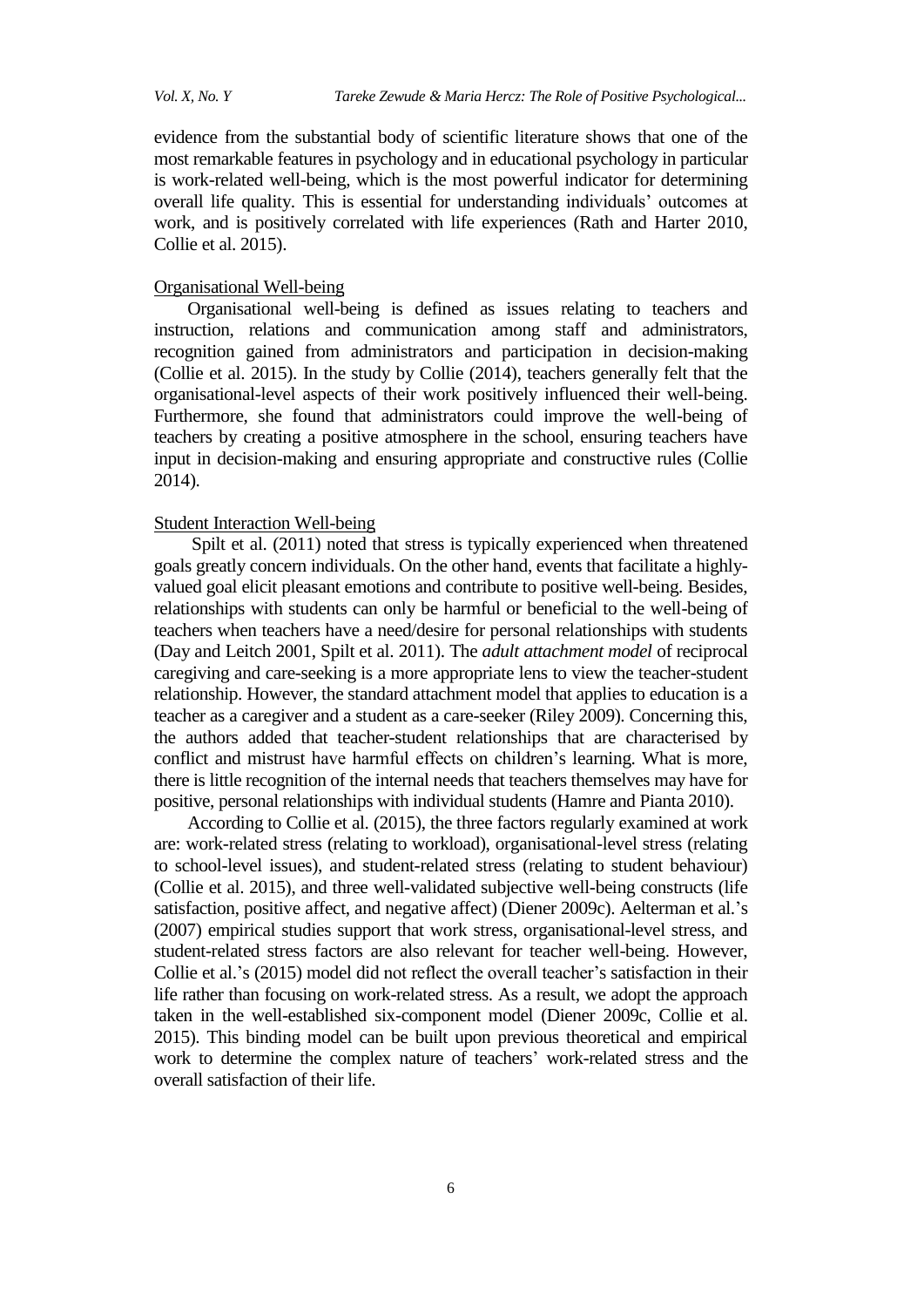evidence from the substantial body of scientific literature shows that one of the most remarkable features in psychology and in educational psychology in particular is work-related well-being, which is the most powerful indicator for determining overall life quality. This is essential for understanding individuals' outcomes at work, and is positively correlated with life experiences (Rath and Harter 2010, Collie et al. 2015).

### Organisational Well-being

Organisational well-being is defined as issues relating to teachers and instruction, relations and communication among staff and administrators, recognition gained from administrators and participation in decision-making (Collie et al. 2015). In the study by Collie (2014), teachers generally felt that the organisational-level aspects of their work positively influenced their well-being. Furthermore, she found that administrators could improve the well-being of teachers by creating a positive atmosphere in the school, ensuring teachers have input in decision-making and ensuring appropriate and constructive rules (Collie 2014).

### Student Interaction Well-being

Spilt et al. (2011) noted that stress is typically experienced when threatened goals greatly concern individuals. On the other hand, events that facilitate a highly-valued goal elicit pleasant emotions and contribute to positive well-being. Besides, relationships with students can only be harmful or beneficial to the well-being of teachers when teachers have a need/desire for personal relationships with students (Day and Leitch 2001, Spilt et al. 2011). The *adult attachment model* of reciprocal caregiving and care-seeking is a more appropriate lens to view the teacher-student relationship. However, the standard attachment model that applies to education is a teacher as a caregiver and a student as a care-seeker (Riley 2009). Concerning this, the authors added that teacher-student relationships that are characterised by conflict and mistrust have harmful effects on children's learning. What is more, there is little recognition of the internal needs that teachers themselves may have for positive, personal relationships with individual students (Hamre and Pianta 2010).

According to Collie et al. (2015), the three factors regularly examined at work are: work-related stress (relating to workload), organisational-level stress (relating to school-level issues), and student-related stress (relating to student behaviour) (Collie et al. 2015), and three well-validated subjective well-being constructs (life satisfaction, positive affect, and negative affect) (Diener 2009c). Aelterman et al.'s (2007) empirical studies support that work stress, organisational-level stress, and student-related stress factors are also relevant for teacher well-being. However, Collie et al.'s (2015) model did not reflect the overall teacher's satisfaction in their life rather than focusing on work-related stress. As a result, we adopt the approach taken in the well-established six-component model (Diener 2009c, Collie et al. 2015). This binding model can be built upon previous theoretical and empirical work to determine the complex nature of teachers' work-related stress and the overall satisfaction of their life.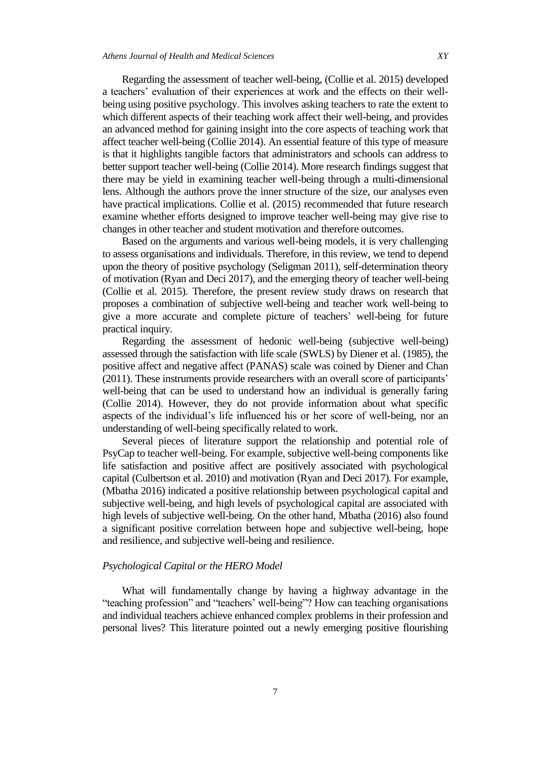Regarding the assessment of teacher well-being, (Collie et al. 2015) developed a teachers' evaluation of their experiences at work and the effects on their well-being using positive psychology. This involves asking teachers to rate the extent to which different aspects of their teaching work affect their well-being, and provides an advanced method for gaining insight into the core aspects of teaching work that affect teacher well-being (Collie 2014). An essential feature of this type of measure is that it highlights tangible factors that administrators and schools can address to better support teacher well-being (Collie 2014). More research findings suggest that there may be yield in examining teacher well-being through a multi-dimensional lens. Although the authors prove the inner structure of the size, our analyses even have practical implications. Collie et al. (2015) recommended that future research examine whether efforts designed to improve teacher well-being may give rise to changes in other teacher and student motivation and therefore outcomes.

Based on the arguments and various well-being models, it is very challenging to assess organisations and individuals. Therefore, in this review, we tend to depend upon the theory of positive psychology (Seligman 2011), self-determination theory of motivation (Ryan and Deci 2017), and the emerging theory of teacher well-being (Collie et al. 2015). Therefore, the present review study draws on research that proposes a combination of subjective well-being and teacher work well-being to give a more accurate and complete picture of teachers' well-being for future practical inquiry.

Regarding the assessment of hedonic well-being (subjective well-being) assessed through the satisfaction with life scale (SWLS) by Diener et al. (1985), the positive affect and negative affect (PANAS) scale was coined by Diener and Chan (2011). These instruments provide researchers with an overall score of participants' well-being that can be used to understand how an individual is generally faring (Collie 2014). However, they do not provide information about what specific aspects of the individual's life influenced his or her score of well-being, nor an understanding of well-being specifically related to work.

Several pieces of literature support the relationship and potential role of PsyCap to teacher well-being. For example, subjective well-being components like life satisfaction and positive affect are positively associated with psychological capital (Culbertson et al. 2010) and motivation (Ryan and Deci 2017). For example, (Mbatha 2016) indicated a positive relationship between psychological capital and subjective well-being, and high levels of psychological capital are associated with high levels of subjective well-being. On the other hand, Mbatha (2016) also found a significant positive correlation between hope and subjective well-being, hope and resilience, and subjective well-being and resilience.

### *Psychological Capital or the HERO Model*

What will fundamentally change by having a highway advantage in the "teaching profession" and "teachers' well-being"? How can teaching organisations and individual teachers achieve enhanced complex problems in their profession and personal lives? This literature pointed out a newly emerging positive flourishing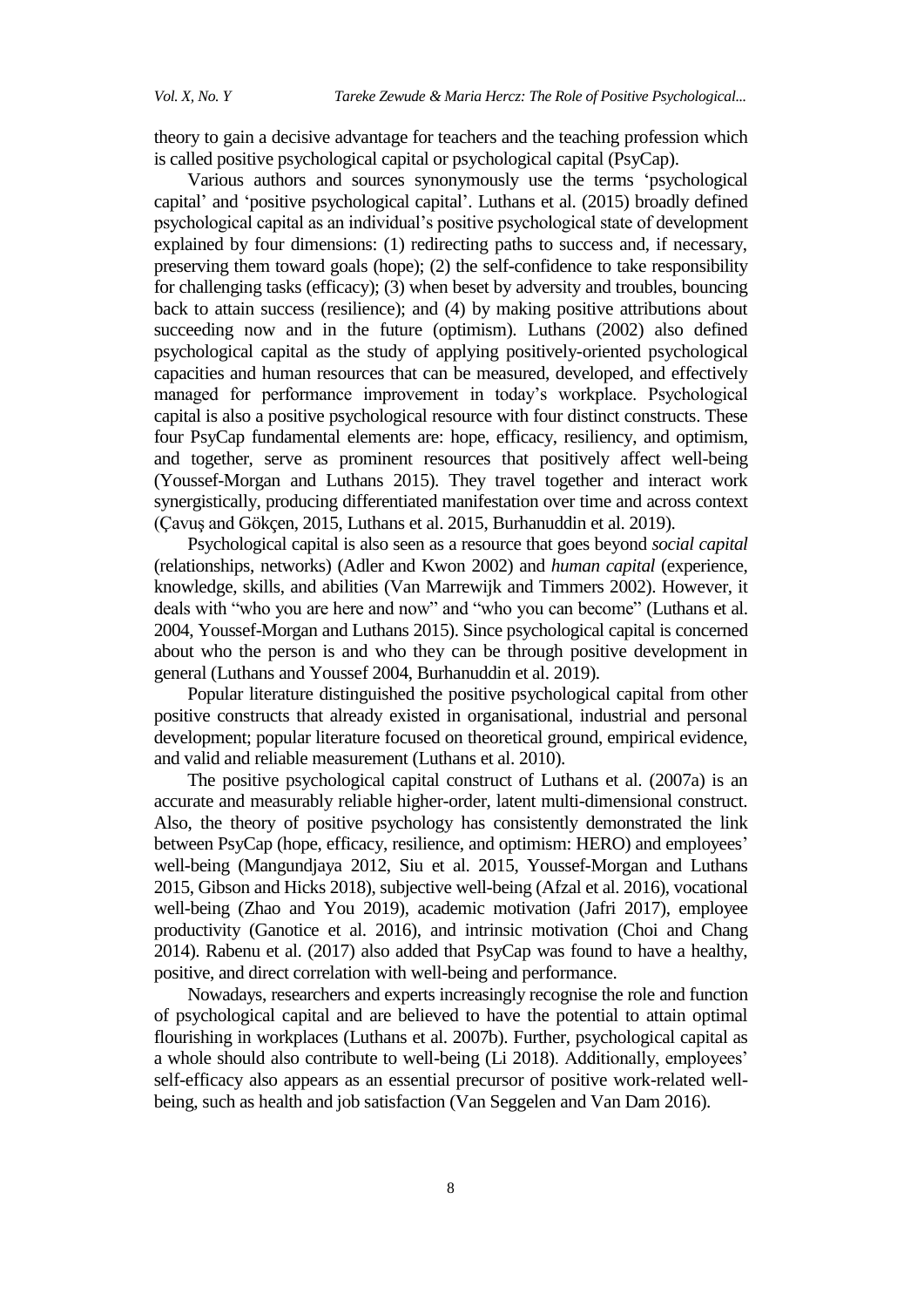theory to gain a decisive advantage for teachers and the teaching profession which is called positive psychological capital or psychological capital (PsyCap).

Various authors and sources synonymously use the terms 'psychological capital' and 'positive psychological capital'. Luthans et al. (2015) broadly defined psychological capital as an individual's positive psychological state of development explained by four dimensions: (1) redirecting paths to success and, if necessary, preserving them toward goals (hope); (2) the self-confidence to take responsibility for challenging tasks (efficacy); (3) when beset by adversity and troubles, bouncing back to attain success (resilience); and (4) by making positive attributions about succeeding now and in the future (optimism). Luthans (2002) also defined psychological capital as the study of applying positively-oriented psychological capacities and human resources that can be measured, developed, and effectively managed for performance improvement in today's workplace. Psychological capital is also a positive psychological resource with four distinct constructs. These four PsyCap fundamental elements are: hope, efficacy, resiliency, and optimism, and together, serve as prominent resources that positively affect well-being (Youssef-Morgan and Luthans 2015). They travel together and interact work synergistically, producing differentiated manifestation over time and across context (Çavuş and Gökçen, 2015, Luthans et al. 2015, Burhanuddin et al. 2019).

Psychological capital is also seen as a resource that goes beyond *social capital* (relationships, networks) (Adler and Kwon 2002) and *human capital* (experience, knowledge, skills, and abilities (Van Marrewijk and Timmers 2002). However, it deals with "who you are here and now" and "who you can become" (Luthans et al. 2004, Youssef-Morgan and Luthans 2015). Since psychological capital is concerned about who the person is and who they can be through positive development in general (Luthans and Youssef 2004, Burhanuddin et al. 2019).

Popular literature distinguished the positive psychological capital from other positive constructs that already existed in organisational, industrial and personal development; popular literature focused on theoretical ground, empirical evidence, and valid and reliable measurement (Luthans et al. 2010).

The positive psychological capital construct of Luthans et al. (2007a) is an accurate and measurably reliable higher-order, latent multi-dimensional construct. Also, the theory of positive psychology has consistently demonstrated the link between PsyCap (hope, efficacy, resilience, and optimism: HERO) and employees' well-being (Mangundjaya 2012, Siu et al. 2015, Youssef-Morgan and Luthans 2015, Gibson and Hicks 2018), subjective well-being (Afzal et al. 2016), vocational well-being (Zhao and You 2019), academic motivation (Jafri 2017), employee productivity (Ganotice et al. 2016), and intrinsic motivation (Choi and Chang 2014). Rabenu et al. (2017) also added that PsyCap was found to have a healthy, positive, and direct correlation with well-being and performance.

Nowadays, researchers and experts increasingly recognise the role and function of psychological capital and are believed to have the potential to attain optimal flourishing in workplaces (Luthans et al. 2007b). Further, psychological capital as a whole should also contribute to well-being (Li 2018). Additionally, employees' self-efficacy also appears as an essential precursor of positive work-related well-being, such as health and job satisfaction (Van Seggelen and Van Dam 2016).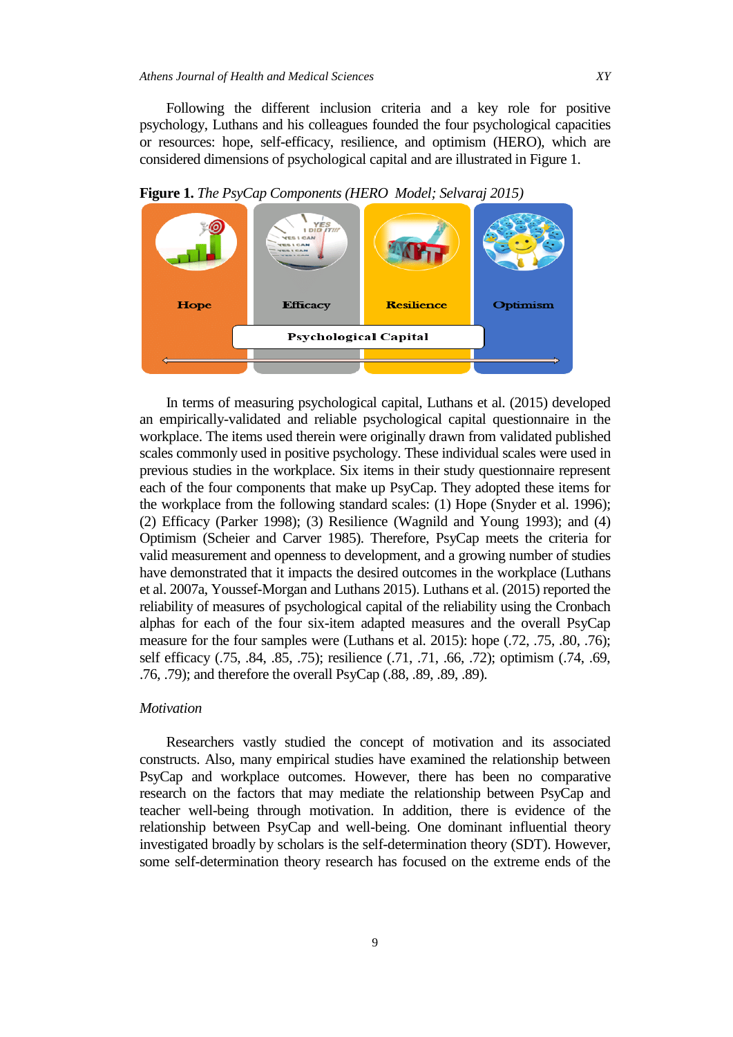Following the different inclusion criteria and a key role for positive psychology, Luthans and his colleagues founded the four psychological capacities or resources: hope, self-efficacy, resilience, and optimism (HERO), which are considered dimensions of psychological capital and are illustrated in Figure 1.

**Figure 1.** *The PsyCap Components (HERO Model; Selvaraj 2015)*

Hope | Efficacy | Resilience | Optimism

Psychological Capital

In terms of measuring psychological capital, Luthans et al. (2015) developed an empirically-validated and reliable psychological capital questionnaire in the workplace. The items used therein were originally drawn from validated published scales commonly used in positive psychology. These individual scales were used in previous studies in the workplace. Six items in their study questionnaire represent each of the four components that make up PsyCap. They adopted these items for the workplace from the following standard scales: (1) Hope (Snyder et al. 1996); (2) Efficacy (Parker 1998); (3) Resilience (Wagnild and Young 1993); and (4) Optimism (Scheier and Carver 1985). Therefore, PsyCap meets the criteria for valid measurement and openness to development, and a growing number of studies have demonstrated that it impacts the desired outcomes in the workplace (Luthans et al. 2007a, Youssef-Morgan and Luthans 2015). Luthans et al. (2015) reported the reliability of measures of psychological capital of the reliability using the Cronbach alphas for each of the four six-item adapted measures and the overall PsyCap measure for the four samples were (Luthans et al. 2015): hope (.72, .75, .80, .76); self efficacy (.75, .84, .85, .75); resilience (.71, .71, .66, .72); optimism (.74, .69, .76, .79); and therefore the overall PsyCap (.88, .89, .89, .89).

*Motivation*

Researchers vastly studied the concept of motivation and its associated constructs. Also, many empirical studies have examined the relationship between PsyCap and workplace outcomes. However, there has been no comparative research on the factors that may mediate the relationship between PsyCap and teacher well-being through motivation. In addition, there is evidence of the relationship between PsyCap and well-being. One dominant influential theory investigated broadly by scholars is the self-determination theory (SDT). However, some self-determination theory research has focused on the extreme ends of the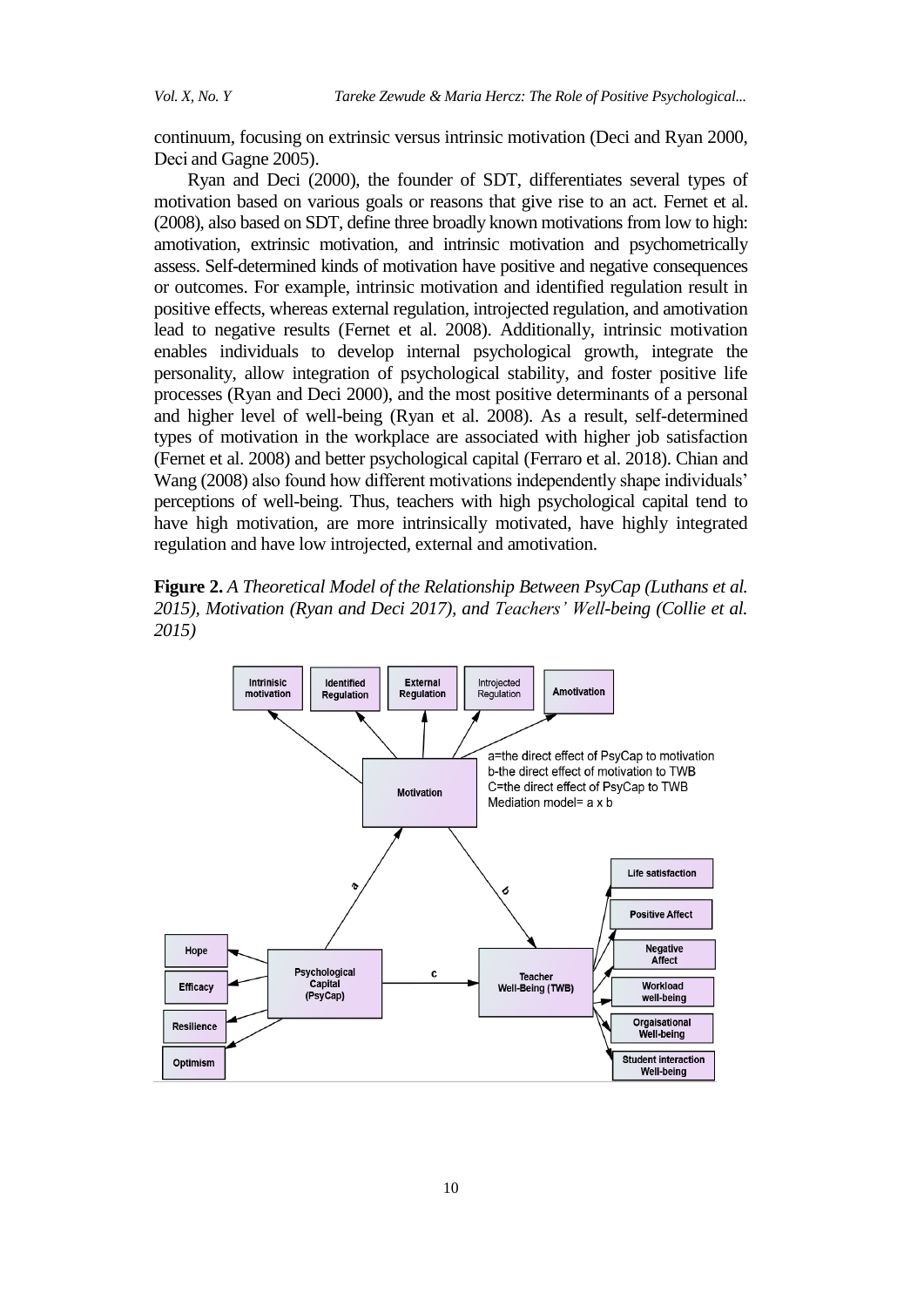continuum, focusing on extrinsic versus intrinsic motivation (Deci and Ryan 2000, Deci and Gagne 2005).

Ryan and Deci (2000), the founder of SDT, differentiates several types of motivation based on various goals or reasons that give rise to an act. Fernet et al. (2008), also based on SDT, define three broadly known motivations from low to high: amotivation, extrinsic motivation, and intrinsic motivation and psychometrically assess. Self-determined kinds of motivation have positive and negative consequences or outcomes. For example, intrinsic motivation and identified regulation result in positive effects, whereas external regulation, introjected regulation, and amotivation lead to negative results (Fernet et al. 2008). Additionally, intrinsic motivation enables individuals to develop internal psychological growth, integrate the personality, allow integration of psychological stability, and foster positive life processes (Ryan and Deci 2000), and the most positive determinants of a personal and higher level of well-being (Ryan et al. 2008). As a result, self-determined types of motivation in the workplace are associated with higher job satisfaction (Fernet et al. 2008) and better psychological capital (Ferraro et al. 2018). Chian and Wang (2008) also found how different motivations independently shape individuals' perceptions of well-being. Thus, teachers with high psychological capital tend to have high motivation, are more intrinsically motivated, have highly integrated regulation and have low introjected, external and amotivation.

**Figure 2.** *A Theoretical Model of the Relationship Between PsyCap (Luthans et al. 2015), Motivation (Ryan and Deci 2017), and Teachers' Well-being (Collie et al. 2015)*

Intrinisic motivation | Identified Regulation | External Regulation | Introjected Regulation | Amotivation

Motivation

a=the direct effect of PsyCap to motivation
b-the direct effect of motivation to TWB
C=the direct effect of PsyCap to TWB
Mediation model= a x b

Hope | Efficacy | Resilience | Optimism

Psychological Capital (PsyCap) —c→ Teacher Well-Being (TWB)

Life satisfaction | Positive Affect | Negative Affect | Workload well-being | Orgaisational Well-being | Student interaction Well-being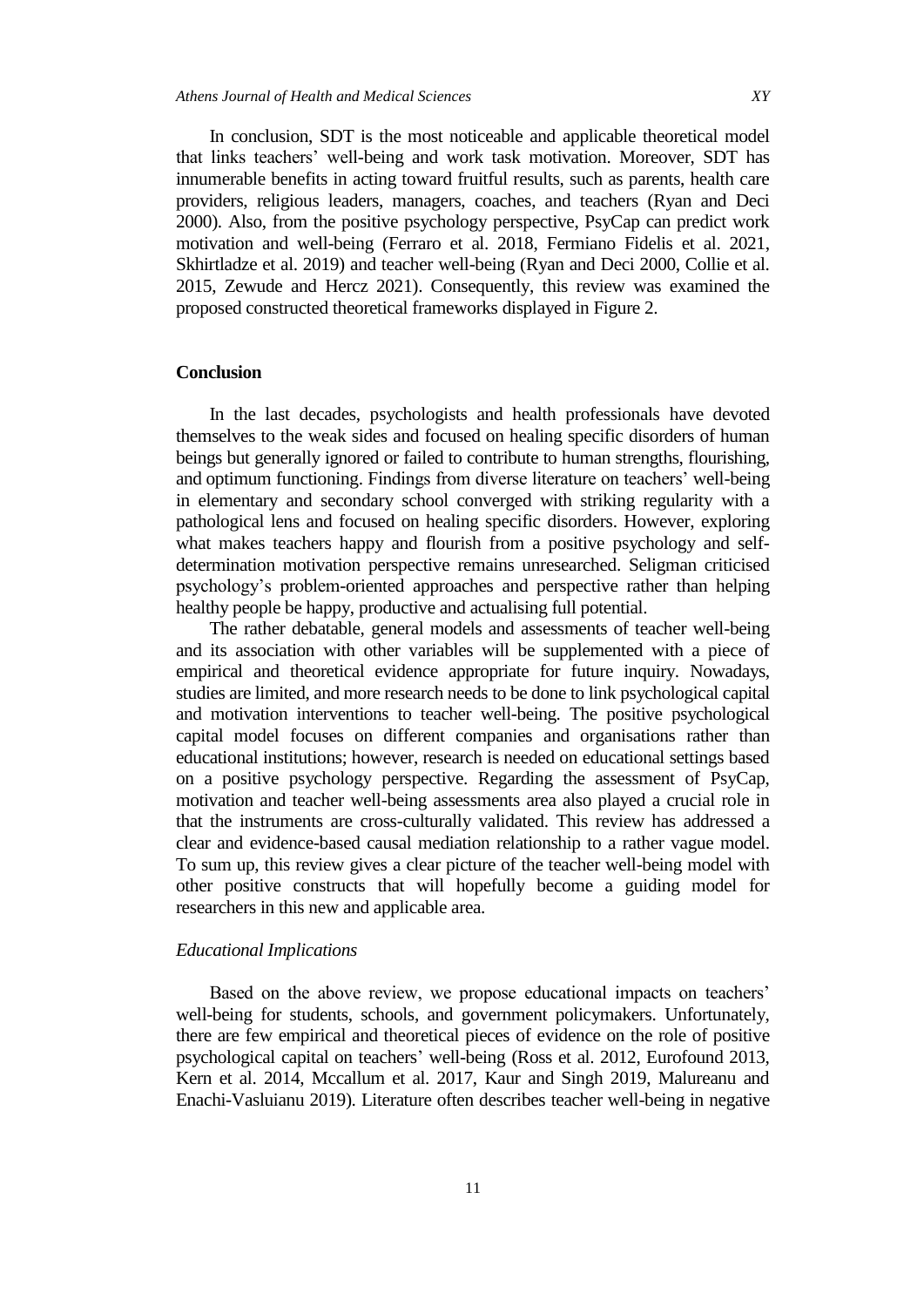In conclusion, SDT is the most noticeable and applicable theoretical model that links teachers' well-being and work task motivation. Moreover, SDT has innumerable benefits in acting toward fruitful results, such as parents, health care providers, religious leaders, managers, coaches, and teachers (Ryan and Deci 2000). Also, from the positive psychology perspective, PsyCap can predict work motivation and well-being (Ferraro et al. 2018, Fermiano Fidelis et al. 2021, Skhirtladze et al. 2019) and teacher well-being (Ryan and Deci 2000, Collie et al. 2015, Zewude and Hercz 2021). Consequently, this review was examined the proposed constructed theoretical frameworks displayed in Figure 2.

## Conclusion

In the last decades, psychologists and health professionals have devoted themselves to the weak sides and focused on healing specific disorders of human beings but generally ignored or failed to contribute to human strengths, flourishing, and optimum functioning. Findings from diverse literature on teachers' well-being in elementary and secondary school converged with striking regularity with a pathological lens and focused on healing specific disorders. However, exploring what makes teachers happy and flourish from a positive psychology and self-determination motivation perspective remains unresearched. Seligman criticised psychology's problem-oriented approaches and perspective rather than helping healthy people be happy, productive and actualising full potential.

The rather debatable, general models and assessments of teacher well-being and its association with other variables will be supplemented with a piece of empirical and theoretical evidence appropriate for future inquiry. Nowadays, studies are limited, and more research needs to be done to link psychological capital and motivation interventions to teacher well-being. The positive psychological capital model focuses on different companies and organisations rather than educational institutions; however, research is needed on educational settings based on a positive psychology perspective. Regarding the assessment of PsyCap, motivation and teacher well-being assessments area also played a crucial role in that the instruments are cross-culturally validated. This review has addressed a clear and evidence-based causal mediation relationship to a rather vague model. To sum up, this review gives a clear picture of the teacher well-being model with other positive constructs that will hopefully become a guiding model for researchers in this new and applicable area.

### *Educational Implications*

Based on the above review, we propose educational impacts on teachers' well-being for students, schools, and government policymakers. Unfortunately, there are few empirical and theoretical pieces of evidence on the role of positive psychological capital on teachers' well-being (Ross et al. 2012, Eurofound 2013, Kern et al. 2014, Mccallum et al. 2017, Kaur and Singh 2019, Malureanu and Enachi-Vasluianu 2019). Literature often describes teacher well-being in negative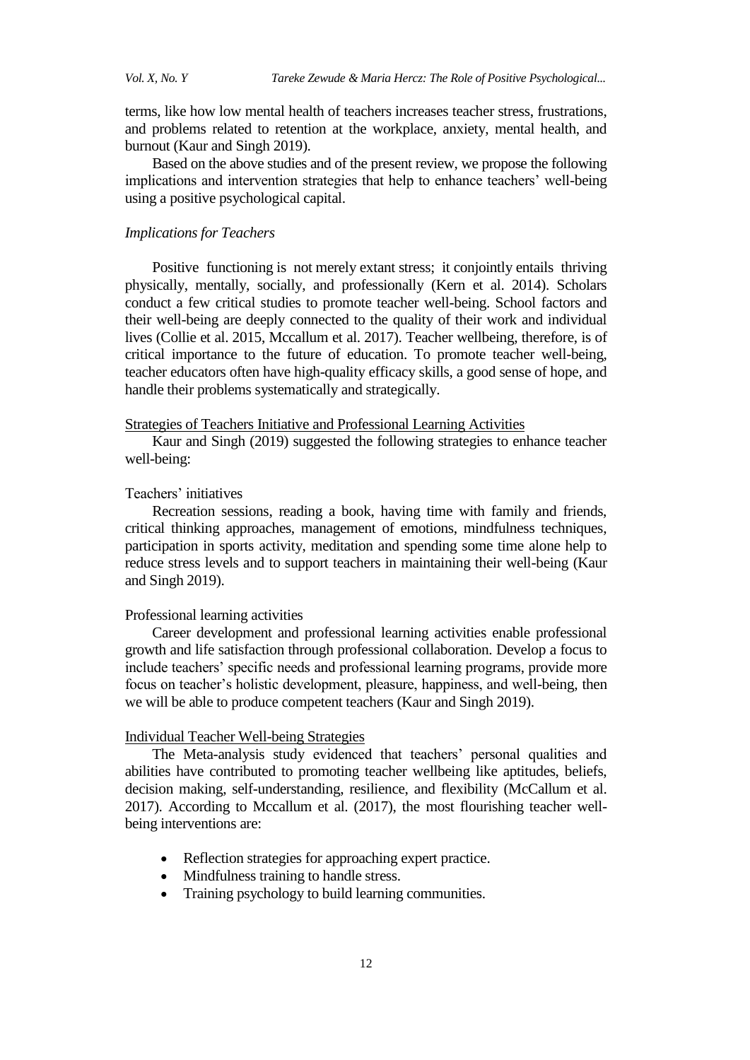terms, like how low mental health of teachers increases teacher stress, frustrations, and problems related to retention at the workplace, anxiety, mental health, and burnout (Kaur and Singh 2019).

Based on the above studies and of the present review, we propose the following implications and intervention strategies that help to enhance teachers' well-being using a positive psychological capital.

### *Implications for Teachers*

Positive functioning is not merely extant stress; it conjointly entails thriving physically, mentally, socially, and professionally (Kern et al. 2014). Scholars conduct a few critical studies to promote teacher well-being. School factors and their well-being are deeply connected to the quality of their work and individual lives (Collie et al. 2015, Mccallum et al. 2017). Teacher wellbeing, therefore, is of critical importance to the future of education. To promote teacher well-being, teacher educators often have high-quality efficacy skills, a good sense of hope, and handle their problems systematically and strategically.

#### Strategies of Teachers Initiative and Professional Learning Activities

Kaur and Singh (2019) suggested the following strategies to enhance teacher well-being:

##### Teachers' initiatives

Recreation sessions, reading a book, having time with family and friends, critical thinking approaches, management of emotions, mindfulness techniques, participation in sports activity, meditation and spending some time alone help to reduce stress levels and to support teachers in maintaining their well-being (Kaur and Singh 2019).

##### Professional learning activities

Career development and professional learning activities enable professional growth and life satisfaction through professional collaboration. Develop a focus to include teachers' specific needs and professional learning programs, provide more focus on teacher's holistic development, pleasure, happiness, and well-being, then we will be able to produce competent teachers (Kaur and Singh 2019).

#### Individual Teacher Well-being Strategies

The Meta-analysis study evidenced that teachers' personal qualities and abilities have contributed to promoting teacher wellbeing like aptitudes, beliefs, decision making, self-understanding, resilience, and flexibility (McCallum et al. 2017). According to Mccallum et al. (2017), the most flourishing teacher well-being interventions are:

- Reflection strategies for approaching expert practice.
- Mindfulness training to handle stress.
- Training psychology to build learning communities.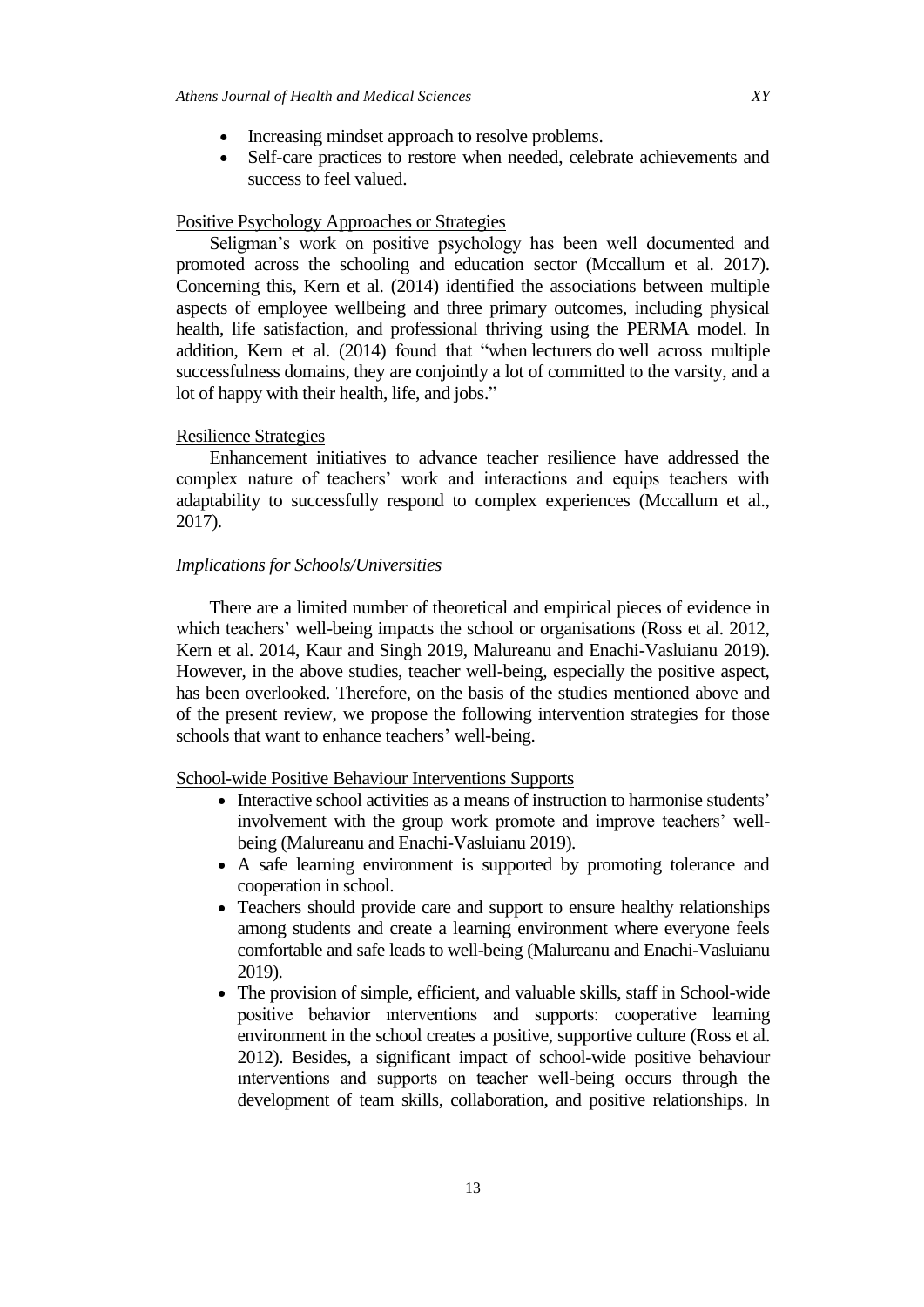- Increasing mindset approach to resolve problems.
- Self-care practices to restore when needed, celebrate achievements and success to feel valued.

Positive Psychology Approaches or Strategies

Seligman's work on positive psychology has been well documented and promoted across the schooling and education sector (Mccallum et al. 2017). Concerning this, Kern et al. (2014) identified the associations between multiple aspects of employee wellbeing and three primary outcomes, including physical health, life satisfaction, and professional thriving using the PERMA model. In addition, Kern et al. (2014) found that "when lecturers do well across multiple successfulness domains, they are conjointly a lot of committed to the varsity, and a lot of happy with their health, life, and jobs."

Resilience Strategies

Enhancement initiatives to advance teacher resilience have addressed the complex nature of teachers' work and interactions and equips teachers with adaptability to successfully respond to complex experiences (Mccallum et al., 2017).

*Implications for Schools/Universities*

There are a limited number of theoretical and empirical pieces of evidence in which teachers' well-being impacts the school or organisations (Ross et al. 2012, Kern et al. 2014, Kaur and Singh 2019, Malureanu and Enachi-Vasluianu 2019). However, in the above studies, teacher well-being, especially the positive aspect, has been overlooked. Therefore, on the basis of the studies mentioned above and of the present review, we propose the following intervention strategies for those schools that want to enhance teachers' well-being.

School-wide Positive Behaviour Interventions Supports

- Interactive school activities as a means of instruction to harmonise students' involvement with the group work promote and improve teachers' well-being (Malureanu and Enachi-Vasluianu 2019).
- A safe learning environment is supported by promoting tolerance and cooperation in school.
- Teachers should provide care and support to ensure healthy relationships among students and create a learning environment where everyone feels comfortable and safe leads to well-being (Malureanu and Enachi-Vasluianu 2019).
- The provision of simple, efficient, and valuable skills, staff in School-wide positive behavior ınterventions and supports: cooperative learning environment in the school creates a positive, supportive culture (Ross et al. 2012). Besides, a significant impact of school-wide positive behaviour ınterventions and supports on teacher well-being occurs through the development of team skills, collaboration, and positive relationships. In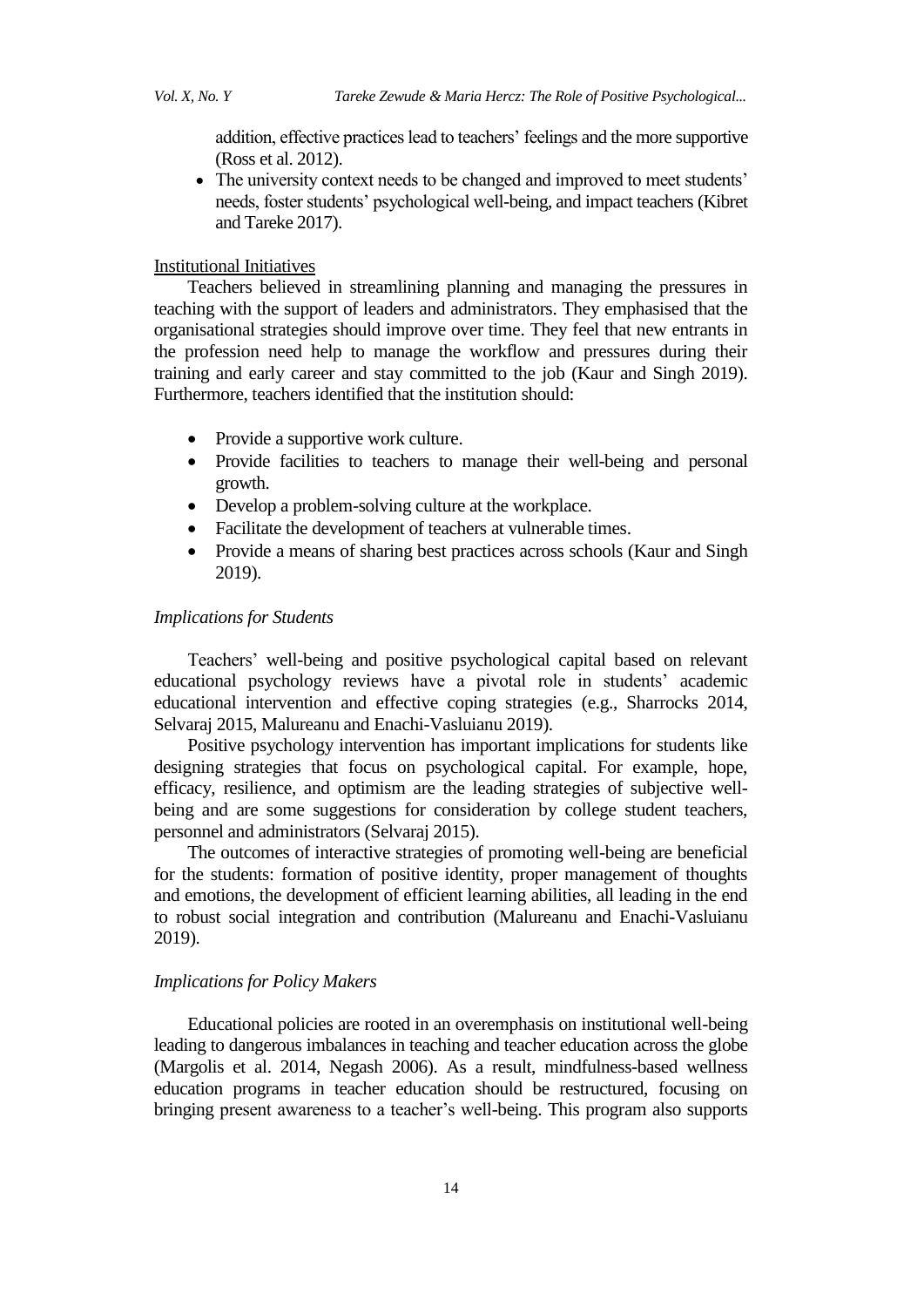addition, effective practices lead to teachers' feelings and the more supportive (Ross et al. 2012).

- The university context needs to be changed and improved to meet students' needs, foster students' psychological well-being, and impact teachers (Kibret and Tareke 2017).

<u>Institutional Initiatives</u>

Teachers believed in streamlining planning and managing the pressures in teaching with the support of leaders and administrators. They emphasised that the organisational strategies should improve over time. They feel that new entrants in the profession need help to manage the workflow and pressures during their training and early career and stay committed to the job (Kaur and Singh 2019). Furthermore, teachers identified that the institution should:

- Provide a supportive work culture.
- Provide facilities to teachers to manage their well-being and personal growth.
- Develop a problem-solving culture at the workplace.
- Facilitate the development of teachers at vulnerable times.
- Provide a means of sharing best practices across schools (Kaur and Singh 2019).

*Implications for Students*

Teachers' well-being and positive psychological capital based on relevant educational psychology reviews have a pivotal role in students' academic educational intervention and effective coping strategies (e.g., Sharrocks 2014, Selvaraj 2015, Malureanu and Enachi-Vasluianu 2019).

Positive psychology intervention has important implications for students like designing strategies that focus on psychological capital. For example, hope, efficacy, resilience, and optimism are the leading strategies of subjective well-being and are some suggestions for consideration by college student teachers, personnel and administrators (Selvaraj 2015).

The outcomes of interactive strategies of promoting well-being are beneficial for the students: formation of positive identity, proper management of thoughts and emotions, the development of efficient learning abilities, all leading in the end to robust social integration and contribution (Malureanu and Enachi-Vasluianu 2019).

*Implications for Policy Makers*

Educational policies are rooted in an overemphasis on institutional well-being leading to dangerous imbalances in teaching and teacher education across the globe (Margolis et al. 2014, Negash 2006). As a result, mindfulness-based wellness education programs in teacher education should be restructured, focusing on bringing present awareness to a teacher's well-being. This program also supports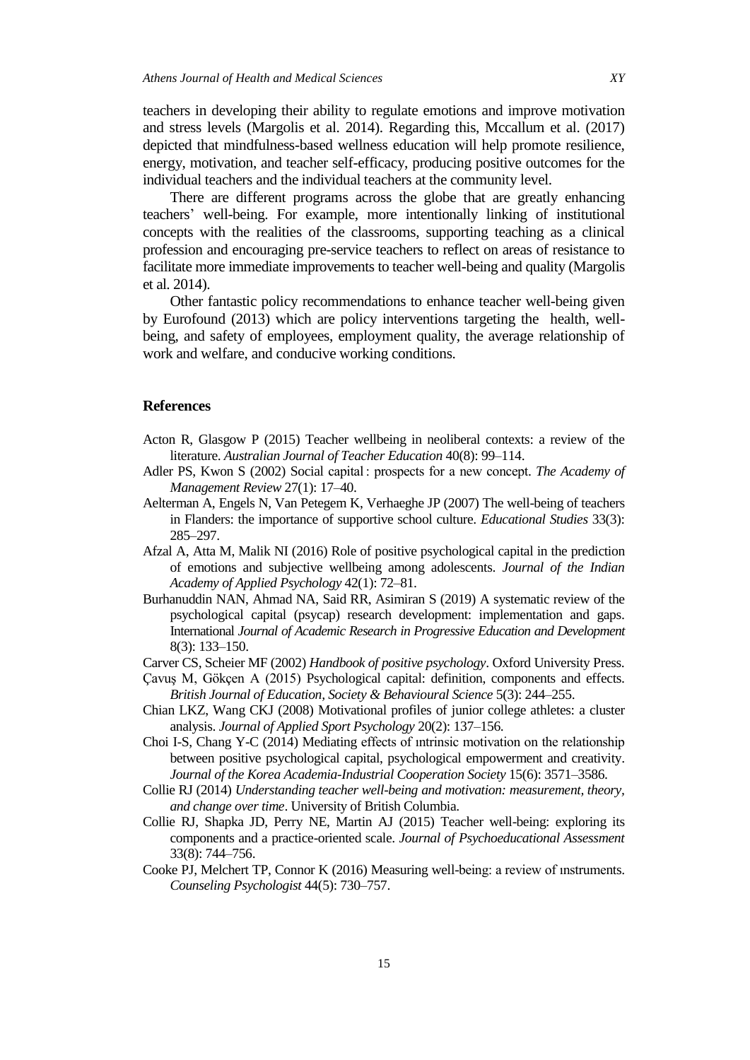teachers in developing their ability to regulate emotions and improve motivation and stress levels (Margolis et al. 2014). Regarding this, Mccallum et al. (2017) depicted that mindfulness-based wellness education will help promote resilience, energy, motivation, and teacher self-efficacy, producing positive outcomes for the individual teachers and the individual teachers at the community level.

There are different programs across the globe that are greatly enhancing teachers' well-being. For example, more intentionally linking of institutional concepts with the realities of the classrooms, supporting teaching as a clinical profession and encouraging pre-service teachers to reflect on areas of resistance to facilitate more immediate improvements to teacher well-being and quality (Margolis et al. 2014).

Other fantastic policy recommendations to enhance teacher well-being given by Eurofound (2013) which are policy interventions targeting the health, well-being, and safety of employees, employment quality, the average relationship of work and welfare, and conducive working conditions.

## References

Acton R, Glasgow P (2015) Teacher wellbeing in neoliberal contexts: a review of the literature. *Australian Journal of Teacher Education* 40(8): 99–114.

Adler PS, Kwon S (2002) Social capital : prospects for a new concept. *The Academy of Management Review* 27(1): 17–40.

Aelterman A, Engels N, Van Petegem K, Verhaeghe JP (2007) The well-being of teachers in Flanders: the importance of supportive school culture. *Educational Studies* 33(3): 285–297.

Afzal A, Atta M, Malik NI (2016) Role of positive psychological capital in the prediction of emotions and subjective wellbeing among adolescents. *Journal of the Indian Academy of Applied Psychology* 42(1): 72–81.

Burhanuddin NAN, Ahmad NA, Said RR, Asimiran S (2019) A systematic review of the psychological capital (psycap) research development: implementation and gaps. International *Journal of Academic Research in Progressive Education and Development* 8(3): 133–150.

Carver CS, Scheier MF (2002) *Handbook of positive psychology*. Oxford University Press.

Çavuş M, Gökçen A (2015) Psychological capital: definition, components and effects. *British Journal of Education, Society & Behavioural Science* 5(3): 244–255.

Chian LKZ, Wang CKJ (2008) Motivational profiles of junior college athletes: a cluster analysis. *Journal of Applied Sport Psychology* 20(2): 137–156.

Choi I-S, Chang Y-C (2014) Mediating effects of ıntrinsic motivation on the relationship between positive psychological capital, psychological empowerment and creativity. *Journal of the Korea Academia-Industrial Cooperation Society* 15(6): 3571–3586.

Collie RJ (2014) *Understanding teacher well-being and motivation: measurement, theory, and change over time*. University of British Columbia.

Collie RJ, Shapka JD, Perry NE, Martin AJ (2015) Teacher well-being: exploring its components and a practice-oriented scale. *Journal of Psychoeducational Assessment* 33(8): 744–756.

Cooke PJ, Melchert TP, Connor K (2016) Measuring well-being: a review of ınstruments. *Counseling Psychologist* 44(5): 730–757.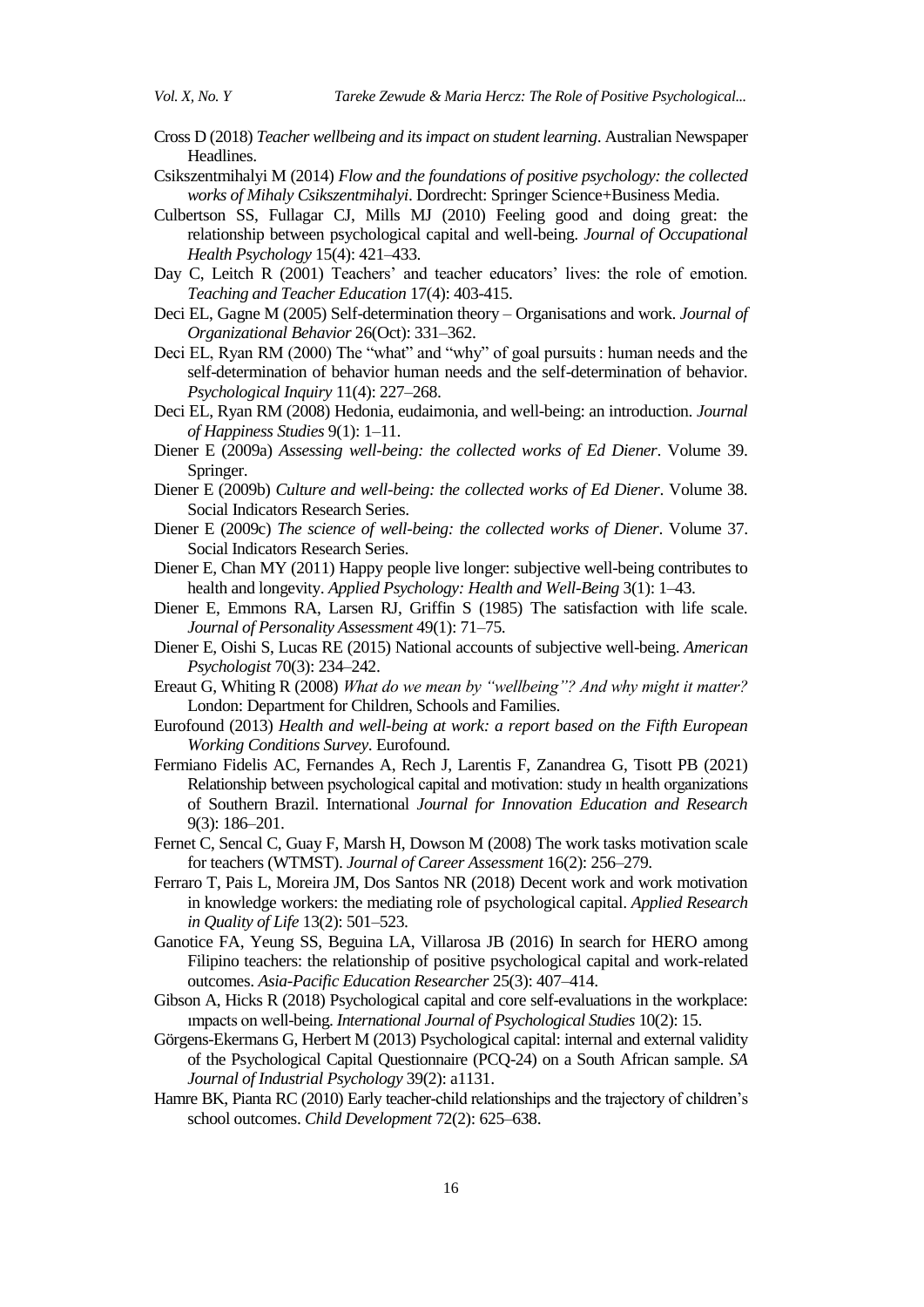Cross D (2018) *Teacher wellbeing and its impact on student learning*. Australian Newspaper Headlines.

Csikszentmihalyi M (2014) *Flow and the foundations of positive psychology: the collected works of Mihaly Csikszentmihalyi*. Dordrecht: Springer Science+Business Media.

Culbertson SS, Fullagar CJ, Mills MJ (2010) Feeling good and doing great: the relationship between psychological capital and well-being. *Journal of Occupational Health Psychology* 15(4): 421–433.

Day C, Leitch R (2001) Teachers' and teacher educators' lives: the role of emotion. *Teaching and Teacher Education* 17(4): 403-415.

Deci EL, Gagne M (2005) Self-determination theory – Organisations and work. *Journal of Organizational Behavior* 26(Oct): 331–362.

Deci EL, Ryan RM (2000) The "what" and "why" of goal pursuits : human needs and the self-determination of behavior human needs and the self-determination of behavior. *Psychological Inquiry* 11(4): 227–268.

Deci EL, Ryan RM (2008) Hedonia, eudaimonia, and well-being: an introduction. *Journal of Happiness Studies* 9(1): 1–11.

Diener E (2009a) *Assessing well-being: the collected works of Ed Diener*. Volume 39. Springer.

Diener E (2009b) *Culture and well-being: the collected works of Ed Diener*. Volume 38. Social Indicators Research Series.

Diener E (2009c) *The science of well-being: the collected works of Diener*. Volume 37. Social Indicators Research Series.

Diener E, Chan MY (2011) Happy people live longer: subjective well-being contributes to health and longevity. *Applied Psychology: Health and Well-Being* 3(1): 1–43.

Diener E, Emmons RA, Larsen RJ, Griffin S (1985) The satisfaction with life scale. *Journal of Personality Assessment* 49(1): 71–75.

Diener E, Oishi S, Lucas RE (2015) National accounts of subjective well-being. *American Psychologist* 70(3): 234–242.

Ereaut G, Whiting R (2008) *What do we mean by "wellbeing"? And why might it matter?* London: Department for Children, Schools and Families.

Eurofound (2013) *Health and well-being at work: a report based on the Fifth European Working Conditions Survey*. Eurofound.

Fermiano Fidelis AC, Fernandes A, Rech J, Larentis F, Zanandrea G, Tisott PB (2021) Relationship between psychological capital and motivation: study ın health organizations of Southern Brazil. International *Journal for Innovation Education and Research* 9(3): 186–201.

Fernet C, Sencal C, Guay F, Marsh H, Dowson M (2008) The work tasks motivation scale for teachers (WTMST). *Journal of Career Assessment* 16(2): 256–279.

Ferraro T, Pais L, Moreira JM, Dos Santos NR (2018) Decent work and work motivation in knowledge workers: the mediating role of psychological capital. *Applied Research in Quality of Life* 13(2): 501–523.

Ganotice FA, Yeung SS, Beguina LA, Villarosa JB (2016) In search for HERO among Filipino teachers: the relationship of positive psychological capital and work-related outcomes. *Asia-Pacific Education Researcher* 25(3): 407–414.

Gibson A, Hicks R (2018) Psychological capital and core self-evaluations in the workplace: ımpacts on well-being. *International Journal of Psychological Studies* 10(2): 15.

Görgens-Ekermans G, Herbert M (2013) Psychological capital: internal and external validity of the Psychological Capital Questionnaire (PCQ-24) on a South African sample. *SA Journal of Industrial Psychology* 39(2): a1131.

Hamre BK, Pianta RC (2010) Early teacher-child relationships and the trajectory of children's school outcomes. *Child Development* 72(2): 625–638.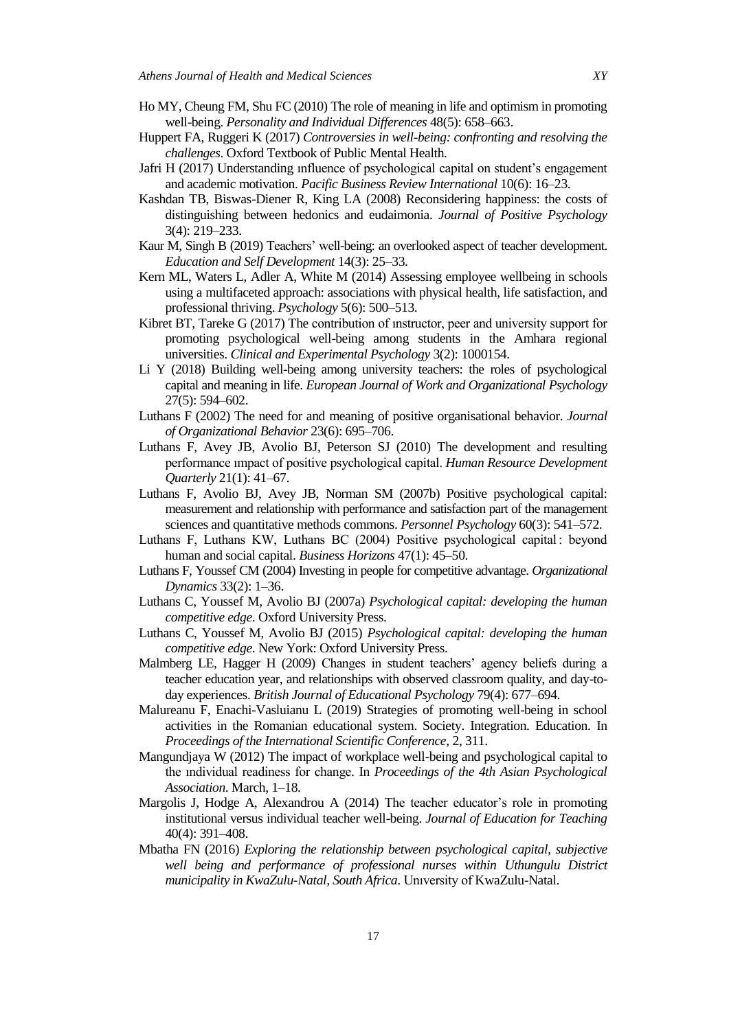Ho MY, Cheung FM, Shu FC (2010) The role of meaning in life and optimism in promoting well-being. *Personality and Individual Differences* 48(5): 658–663.

Huppert FA, Ruggeri K (2017) *Controversies in well-being: confronting and resolving the challenges*. Oxford Textbook of Public Mental Health.

Jafri H (2017) Understanding ınfluence of psychological capital on student's engagement and academic motivation. *Pacific Business Review International* 10(6): 16–23.

Kashdan TB, Biswas-Diener R, King LA (2008) Reconsidering happiness: the costs of distinguishing between hedonics and eudaimonia. *Journal of Positive Psychology* 3(4): 219–233.

Kaur M, Singh B (2019) Teachers' well-being: an overlooked aspect of teacher development. *Education and Self Development* 14(3): 25–33.

Kern ML, Waters L, Adler A, White M (2014) Assessing employee wellbeing in schools using a multifaceted approach: associations with physical health, life satisfaction, and professional thriving. *Psychology* 5(6): 500–513.

Kibret BT, Tareke G (2017) The contribution of ınstructor, peer and university support for promoting psychological well-being among students in the Amhara regional universities. *Clinical and Experimental Psychology* 3(2): 1000154.

Li Y (2018) Building well-being among university teachers: the roles of psychological capital and meaning in life. *European Journal of Work and Organizational Psychology* 27(5): 594–602.

Luthans F (2002) The need for and meaning of positive organisational behavior. *Journal of Organizational Behavior* 23(6): 695–706.

Luthans F, Avey JB, Avolio BJ, Peterson SJ (2010) The development and resulting performance ımpact of positive psychological capital. *Human Resource Development Quarterly* 21(1): 41–67.

Luthans F, Avolio BJ, Avey JB, Norman SM (2007b) Positive psychological capital: measurement and relationship with performance and satisfaction part of the management sciences and quantitative methods commons. *Personnel Psychology* 60(3): 541–572.

Luthans F, Luthans KW, Luthans BC (2004) Positive psychological capital : beyond human and social capital. *Business Horizons* 47(1): 45–50.

Luthans F, Youssef CM (2004) Investing in people for competitive advantage. *Organizational Dynamics* 33(2): 1–36.

Luthans C, Youssef M, Avolio BJ (2007a) *Psychological capital: developing the human competitive edge*. Oxford University Press.

Luthans C, Youssef M, Avolio BJ (2015) *Psychological capital: developing the human competitive edge*. New York: Oxford University Press.

Malmberg LE, Hagger H (2009) Changes in student teachers' agency beliefs during a teacher education year, and relationships with observed classroom quality, and day-to-day experiences. *British Journal of Educational Psychology* 79(4): 677–694.

Malureanu F, Enachi-Vasluianu L (2019) Strategies of promoting well-being in school activities in the Romanian educational system. Society. Integration. Education. In *Proceedings of the International Scientific Conference*, 2, 311.

Mangundjaya W (2012) The impact of workplace well-being and psychological capital to the ındividual readiness for change. In *Proceedings of the 4th Asian Psychological Association*. March, 1–18.

Margolis J, Hodge A, Alexandrou A (2014) The teacher educator's role in promoting institutional versus individual teacher well-being. *Journal of Education for Teaching* 40(4): 391–408.

Mbatha FN (2016) *Exploring the relationship between psychological capital, subjective well being and performance of professional nurses within Uthungulu District municipality in KwaZulu-Natal, South Africa*. Unıversity of KwaZulu-Natal.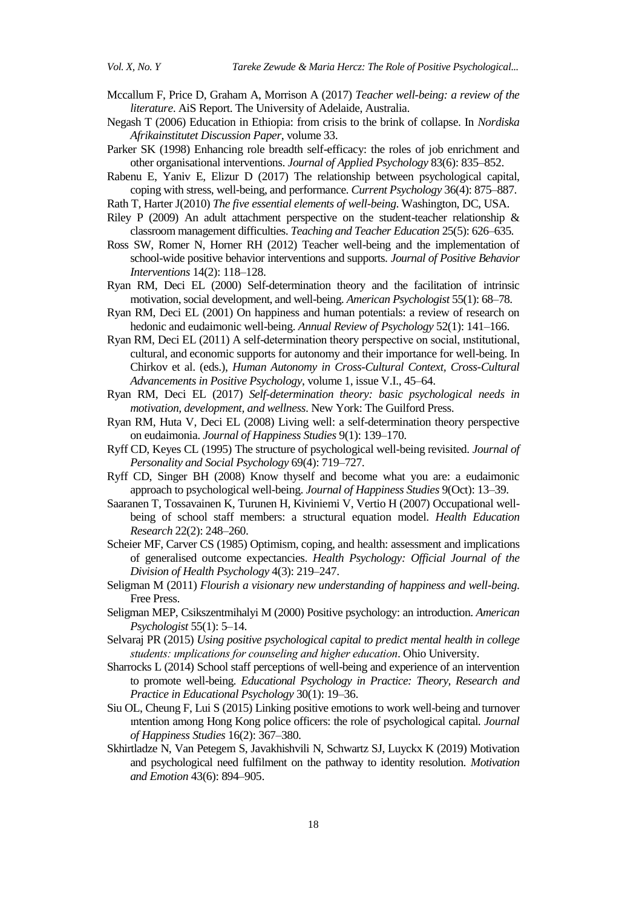Mccallum F, Price D, Graham A, Morrison A (2017) *Teacher well-being: a review of the literature*. AiS Report. The University of Adelaide, Australia.

Negash T (2006) Education in Ethiopia: from crisis to the brink of collapse. In *Nordiska Afrikainstitutet Discussion Paper*, volume 33.

Parker SK (1998) Enhancing role breadth self-efficacy: the roles of job enrichment and other organisational interventions. *Journal of Applied Psychology* 83(6): 835–852.

Rabenu E, Yaniv E, Elizur D (2017) The relationship between psychological capital, coping with stress, well-being, and performance. *Current Psychology* 36(4): 875–887.

Rath T, Harter J(2010) *The five essential elements of well-being*. Washington, DC, USA.

Riley P (2009) An adult attachment perspective on the student-teacher relationship & classroom management difficulties. *Teaching and Teacher Education* 25(5): 626–635.

Ross SW, Romer N, Horner RH (2012) Teacher well-being and the implementation of school-wide positive behavior interventions and supports. *Journal of Positive Behavior Interventions* 14(2): 118–128.

Ryan RM, Deci EL (2000) Self-determination theory and the facilitation of intrinsic motivation, social development, and well-being. *American Psychologist* 55(1): 68–78.

Ryan RM, Deci EL (2001) On happiness and human potentials: a review of research on hedonic and eudaimonic well-being. *Annual Review of Psychology* 52(1): 141–166.

Ryan RM, Deci EL (2011) A self-determination theory perspective on social, ınstitutional, cultural, and economic supports for autonomy and their importance for well-being. In Chirkov et al. (eds.), *Human Autonomy in Cross-Cultural Context, Cross-Cultural Advancements in Positive Psychology*, volume 1, issue V.I., 45–64.

Ryan RM, Deci EL (2017) *Self-determination theory: basic psychological needs in motivation, development, and wellness*. New York: The Guilford Press.

Ryan RM, Huta V, Deci EL (2008) Living well: a self-determination theory perspective on eudaimonia. *Journal of Happiness Studies* 9(1): 139–170.

Ryff CD, Keyes CL (1995) The structure of psychological well-being revisited. *Journal of Personality and Social Psychology* 69(4): 719–727.

Ryff CD, Singer BH (2008) Know thyself and become what you are: a eudaimonic approach to psychological well-being. *Journal of Happiness Studies* 9(Oct): 13–39.

Saaranen T, Tossavainen K, Turunen H, Kiviniemi V, Vertio H (2007) Occupational well-being of school staff members: a structural equation model. *Health Education Research* 22(2): 248–260.

Scheier MF, Carver CS (1985) Optimism, coping, and health: assessment and implications of generalised outcome expectancies. *Health Psychology: Official Journal of the Division of Health Psychology* 4(3): 219–247.

Seligman M (2011) *Flourish a visionary new understanding of happiness and well-being*. Free Press.

Seligman MEP, Csikszentmihalyi M (2000) Positive psychology: an introduction. *American Psychologist* 55(1): 5–14.

Selvaraj PR (2015) *Using positive psychological capital to predict mental health in college students: ımplications for counseling and higher education*. Ohio University.

Sharrocks L (2014) School staff perceptions of well-being and experience of an intervention to promote well-being. *Educational Psychology in Practice: Theory, Research and Practice in Educational Psychology* 30(1): 19–36.

Siu OL, Cheung F, Lui S (2015) Linking positive emotions to work well-being and turnover ıntention among Hong Kong police officers: the role of psychological capital. *Journal of Happiness Studies* 16(2): 367–380.

Skhirtladze N, Van Petegem S, Javakhishvili N, Schwartz SJ, Luyckx K (2019) Motivation and psychological need fulfilment on the pathway to identity resolution. *Motivation and Emotion* 43(6): 894–905.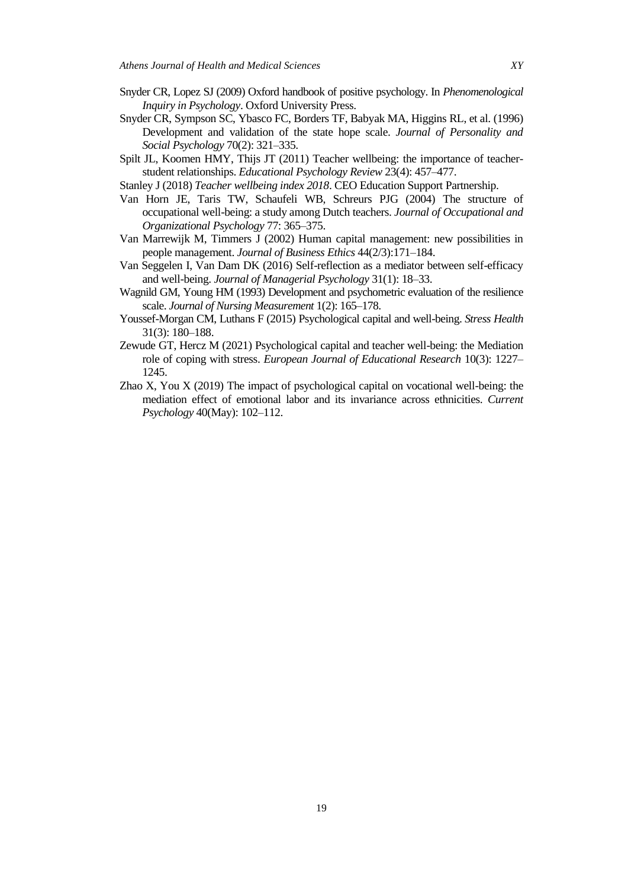Snyder CR, Lopez SJ (2009) Oxford handbook of positive psychology. In *Phenomenological Inquiry in Psychology*. Oxford University Press.

Snyder CR, Sympson SC, Ybasco FC, Borders TF, Babyak MA, Higgins RL, et al. (1996) Development and validation of the state hope scale. *Journal of Personality and Social Psychology* 70(2): 321–335.

Spilt JL, Koomen HMY, Thijs JT (2011) Teacher wellbeing: the importance of teacher-student relationships. *Educational Psychology Review* 23(4): 457–477.

Stanley J (2018) *Teacher wellbeing index 2018*. CEO Education Support Partnership.

Van Horn JE, Taris TW, Schaufeli WB, Schreurs PJG (2004) The structure of occupational well-being: a study among Dutch teachers. *Journal of Occupational and Organizational Psychology* 77: 365–375.

Van Marrewijk M, Timmers J (2002) Human capital management: new possibilities in people management. *Journal of Business Ethics* 44(2/3):171–184.

Van Seggelen I, Van Dam DK (2016) Self-reflection as a mediator between self-efficacy and well-being. *Journal of Managerial Psychology* 31(1): 18–33.

Wagnild GM, Young HM (1993) Development and psychometric evaluation of the resilience scale. *Journal of Nursing Measurement* 1(2): 165–178.

Youssef-Morgan CM, Luthans F (2015) Psychological capital and well-being. *Stress Health* 31(3): 180–188.

Zewude GT, Hercz M (2021) Psychological capital and teacher well-being: the Mediation role of coping with stress. *European Journal of Educational Research* 10(3): 1227–1245.

Zhao X, You X (2019) The impact of psychological capital on vocational well-being: the mediation effect of emotional labor and its invariance across ethnicities. *Current Psychology* 40(May): 102–112.